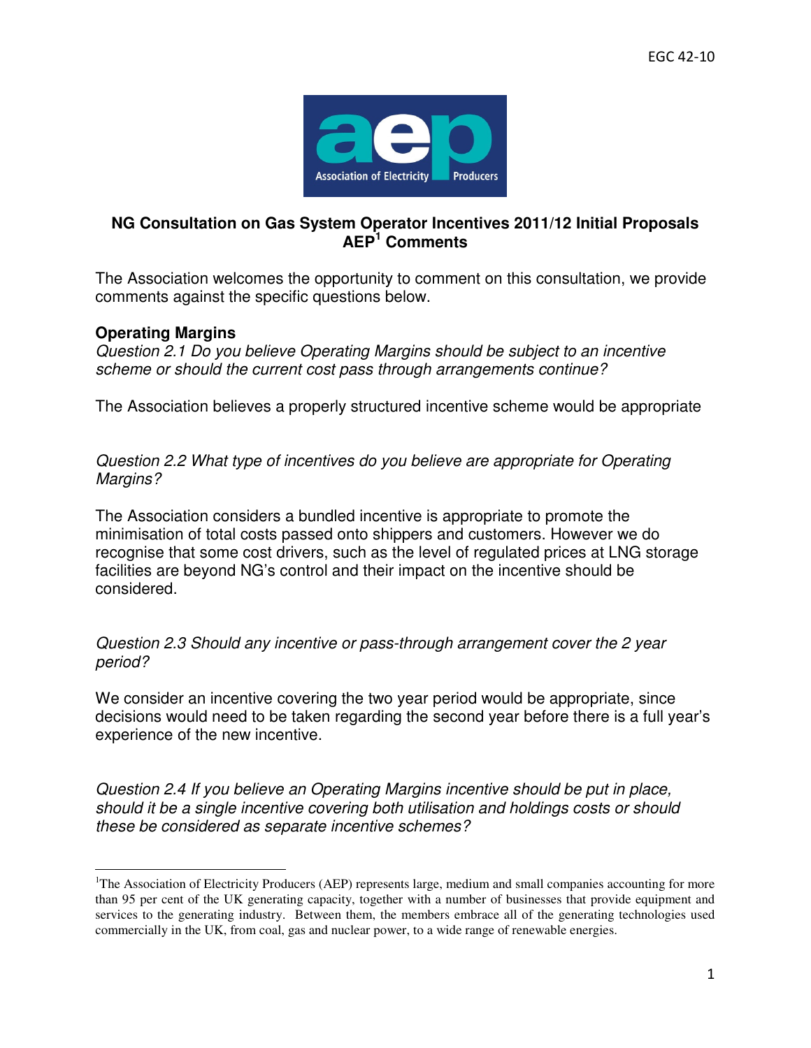EGC 42-10

**NG Consultation on Gas System Operator Incentives 2011/12 Initial Proposals**
**AEP[1] Comments**

The Association welcomes the opportunity to comment on this consultation, we provide comments against the specific questions below.

### Operating Margins

*Question 2.1 Do you believe Operating Margins should be subject to an incentive scheme or should the current cost pass through arrangements continue?*

The Association believes a properly structured incentive scheme would be appropriate

*Question 2.2 What type of incentives do you believe are appropriate for Operating Margins?*

The Association considers a bundled incentive is appropriate to promote the minimisation of total costs passed onto shippers and customers. However we do recognise that some cost drivers, such as the level of regulated prices at LNG storage facilities are beyond NG's control and their impact on the incentive should be considered.

*Question 2.3 Should any incentive or pass-through arrangement cover the 2 year period?*

We consider an incentive covering the two year period would be appropriate, since decisions would need to be taken regarding the second year before there is a full year's experience of the new incentive.

*Question 2.4 If you believe an Operating Margins incentive should be put in place, should it be a single incentive covering both utilisation and holdings costs or should these be considered as separate incentive schemes?*

---

[1] The Association of Electricity Producers (AEP) represents large, medium and small companies accounting for more than 95 per cent of the UK generating capacity, together with a number of businesses that provide equipment and services to the generating industry. Between them, the members embrace all of the generating technologies used commercially in the UK, from coal, gas and nuclear power, to a wide range of renewable energies.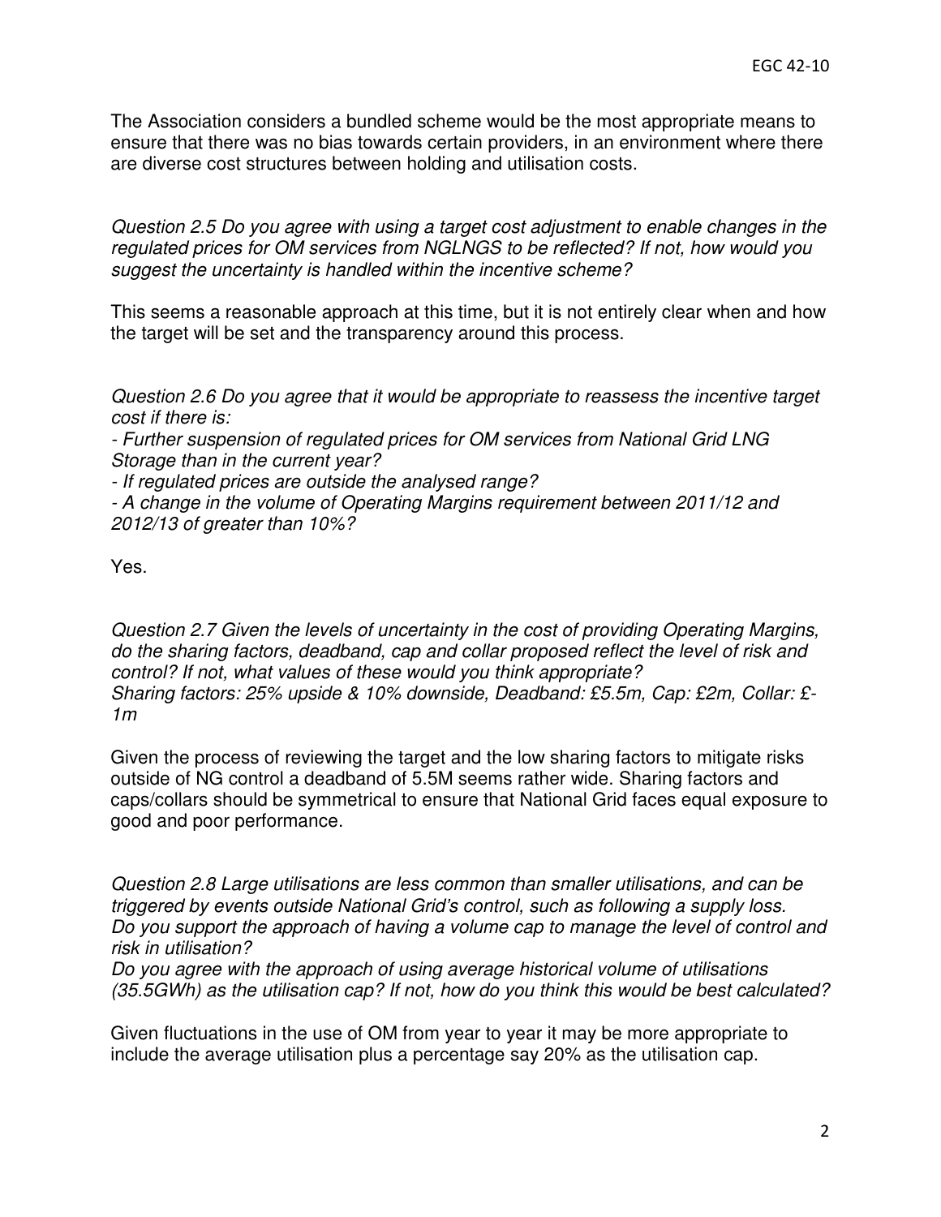The Association considers a bundled scheme would be the most appropriate means to ensure that there was no bias towards certain providers, in an environment where there are diverse cost structures between holding and utilisation costs.

*Question 2.5 Do you agree with using a target cost adjustment to enable changes in the regulated prices for OM services from NGLNGS to be reflected? If not, how would you suggest the uncertainty is handled within the incentive scheme?*

This seems a reasonable approach at this time, but it is not entirely clear when and how the target will be set and the transparency around this process.

*Question 2.6 Do you agree that it would be appropriate to reassess the incentive target cost if there is:*

*- Further suspension of regulated prices for OM services from National Grid LNG Storage than in the current year?*

*- If regulated prices are outside the analysed range?*

*- A change in the volume of Operating Margins requirement between 2011/12 and 2012/13 of greater than 10%?*

Yes.

*Question 2.7 Given the levels of uncertainty in the cost of providing Operating Margins, do the sharing factors, deadband, cap and collar proposed reflect the level of risk and control? If not, what values of these would you think appropriate?*
*Sharing factors: 25% upside & 10% downside, Deadband: £5.5m, Cap: £2m, Collar: £-1m*

Given the process of reviewing the target and the low sharing factors to mitigate risks outside of NG control a deadband of 5.5M seems rather wide. Sharing factors and caps/collars should be symmetrical to ensure that National Grid faces equal exposure to good and poor performance.

*Question 2.8 Large utilisations are less common than smaller utilisations, and can be triggered by events outside National Grid's control, such as following a supply loss. Do you support the approach of having a volume cap to manage the level of control and risk in utilisation?*
*Do you agree with the approach of using average historical volume of utilisations (35.5GWh) as the utilisation cap? If not, how do you think this would be best calculated?*

Given fluctuations in the use of OM from year to year it may be more appropriate to include the average utilisation plus a percentage say 20% as the utilisation cap.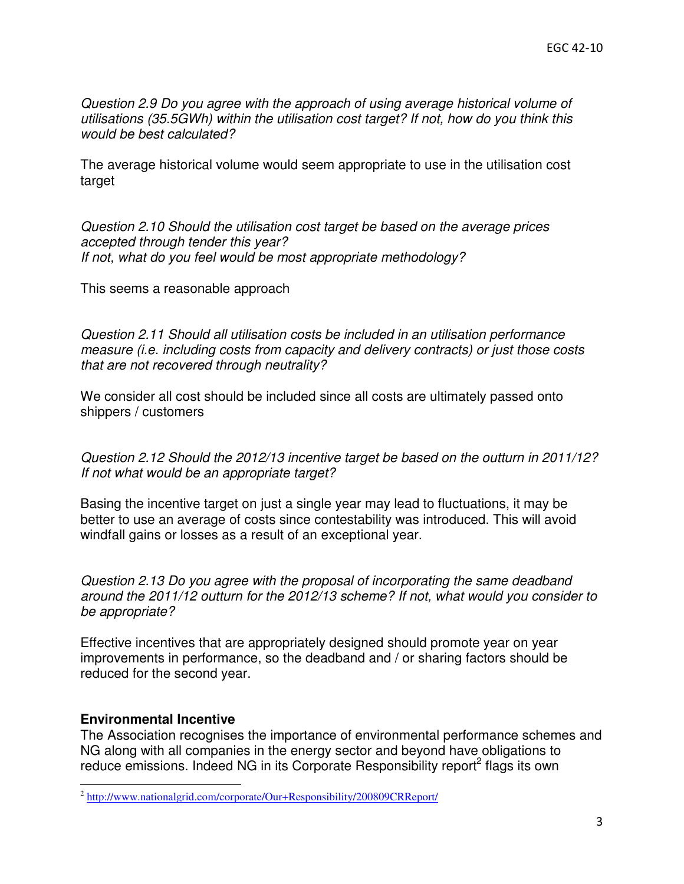*Question 2.9 Do you agree with the approach of using average historical volume of utilisations (35.5GWh) within the utilisation cost target? If not, how do you think this would be best calculated?*

The average historical volume would seem appropriate to use in the utilisation cost target

*Question 2.10 Should the utilisation cost target be based on the average prices accepted through tender this year?*
*If not, what do you feel would be most appropriate methodology?*

This seems a reasonable approach

*Question 2.11 Should all utilisation costs be included in an utilisation performance measure (i.e. including costs from capacity and delivery contracts) or just those costs that are not recovered through neutrality?*

We consider all cost should be included since all costs are ultimately passed onto shippers / customers

*Question 2.12 Should the 2012/13 incentive target be based on the outturn in 2011/12? If not what would be an appropriate target?*

Basing the incentive target on just a single year may lead to fluctuations, it may be better to use an average of costs since contestability was introduced. This will avoid windfall gains or losses as a result of an exceptional year.

*Question 2.13 Do you agree with the proposal of incorporating the same deadband around the 2011/12 outturn for the 2012/13 scheme? If not, what would you consider to be appropriate?*

Effective incentives that are appropriately designed should promote year on year improvements in performance, so the deadband and / or sharing factors should be reduced for the second year.

**Environmental Incentive**

The Association recognises the importance of environmental performance schemes and NG along with all companies in the energy sector and beyond have obligations to reduce emissions. Indeed NG in its Corporate Responsibility report[2] flags its own

[2] http://www.nationalgrid.com/corporate/Our+Responsibility/200809CRReport/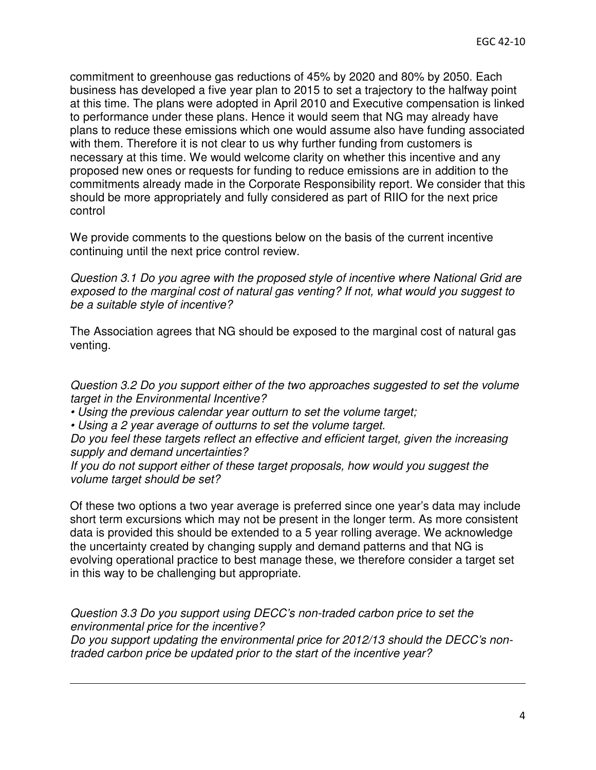commitment to greenhouse gas reductions of 45% by 2020 and 80% by 2050. Each business has developed a five year plan to 2015 to set a trajectory to the halfway point at this time. The plans were adopted in April 2010 and Executive compensation is linked to performance under these plans. Hence it would seem that NG may already have plans to reduce these emissions which one would assume also have funding associated with them. Therefore it is not clear to us why further funding from customers is necessary at this time. We would welcome clarity on whether this incentive and any proposed new ones or requests for funding to reduce emissions are in addition to the commitments already made in the Corporate Responsibility report. We consider that this should be more appropriately and fully considered as part of RIIO for the next price control

We provide comments to the questions below on the basis of the current incentive continuing until the next price control review.

*Question 3.1 Do you agree with the proposed style of incentive where National Grid are exposed to the marginal cost of natural gas venting? If not, what would you suggest to be a suitable style of incentive?*

The Association agrees that NG should be exposed to the marginal cost of natural gas venting.

*Question 3.2 Do you support either of the two approaches suggested to set the volume target in the Environmental Incentive?*

- *Using the previous calendar year outturn to set the volume target;*
- *Using a 2 year average of outturns to set the volume target.*

*Do you feel these targets reflect an effective and efficient target, given the increasing supply and demand uncertainties?*

*If you do not support either of these target proposals, how would you suggest the volume target should be set?*

Of these two options a two year average is preferred since one year's data may include short term excursions which may not be present in the longer term. As more consistent data is provided this should be extended to a 5 year rolling average. We acknowledge the uncertainty created by changing supply and demand patterns and that NG is evolving operational practice to best manage these, we therefore consider a target set in this way to be challenging but appropriate.

*Question 3.3 Do you support using DECC's non-traded carbon price to set the environmental price for the incentive?*

*Do you support updating the environmental price for 2012/13 should the DECC's non-traded carbon price be updated prior to the start of the incentive year?*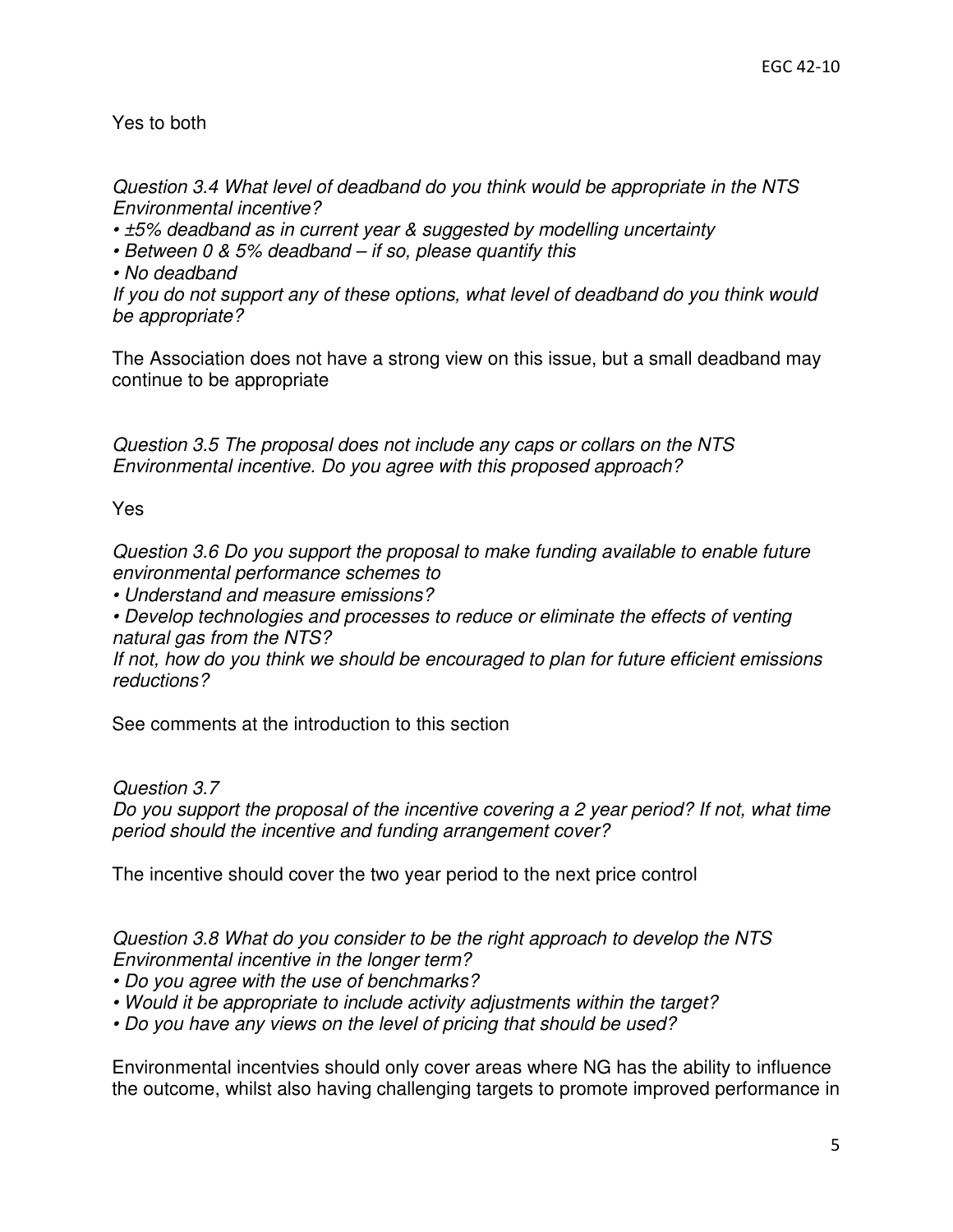Yes to both

*Question 3.4 What level of deadband do you think would be appropriate in the NTS Environmental incentive?*

*• ±5% deadband as in current year & suggested by modelling uncertainty*

*• Between 0 & 5% deadband – if so, please quantify this*

*• No deadband*

*If you do not support any of these options, what level of deadband do you think would be appropriate?*

The Association does not have a strong view on this issue, but a small deadband may continue to be appropriate

*Question 3.5 The proposal does not include any caps or collars on the NTS Environmental incentive. Do you agree with this proposed approach?*

Yes

*Question 3.6 Do you support the proposal to make funding available to enable future environmental performance schemes to*

*• Understand and measure emissions?*

*• Develop technologies and processes to reduce or eliminate the effects of venting natural gas from the NTS?*

*If not, how do you think we should be encouraged to plan for future efficient emissions reductions?*

See comments at the introduction to this section

*Question 3.7*

*Do you support the proposal of the incentive covering a 2 year period? If not, what time period should the incentive and funding arrangement cover?*

The incentive should cover the two year period to the next price control

*Question 3.8 What do you consider to be the right approach to develop the NTS Environmental incentive in the longer term?*

*• Do you agree with the use of benchmarks?*

*• Would it be appropriate to include activity adjustments within the target?*

*• Do you have any views on the level of pricing that should be used?*

Environmental incentvies should only cover areas where NG has the ability to influence the outcome, whilst also having challenging targets to promote improved performance in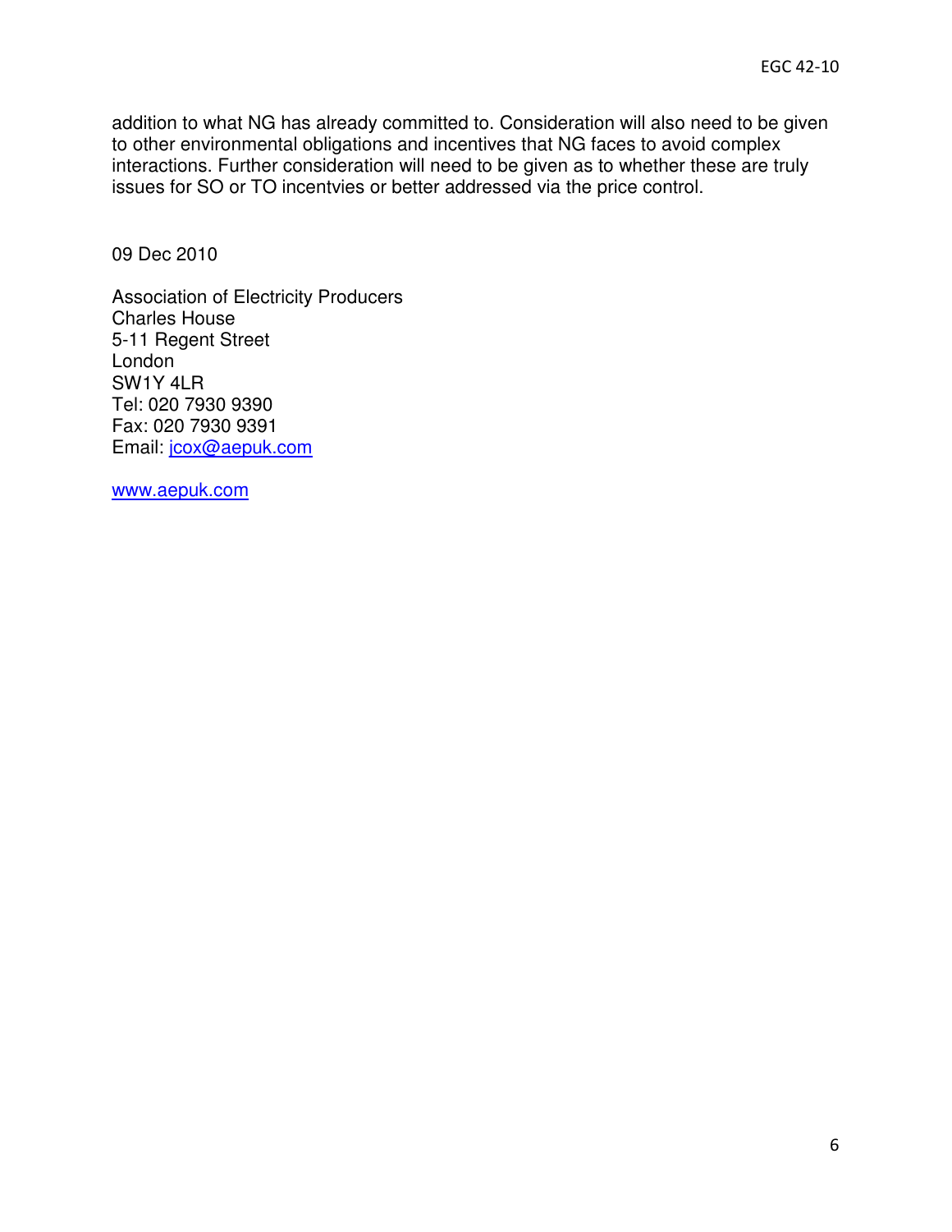addition to what NG has already committed to. Consideration will also need to be given to other environmental obligations and incentives that NG faces to avoid complex interactions. Further consideration will need to be given as to whether these are truly issues for SO or TO incentvies or better addressed via the price control.

09 Dec 2010

Association of Electricity Producers
Charles House
5-11 Regent Street
London
SW1Y 4LR
Tel: 020 7930 9390
Fax: 020 7930 9391
Email: [jcox@aepuk.com](mailto:jcox@aepuk.com)

[www.aepuk.com](http://www.aepuk.com)